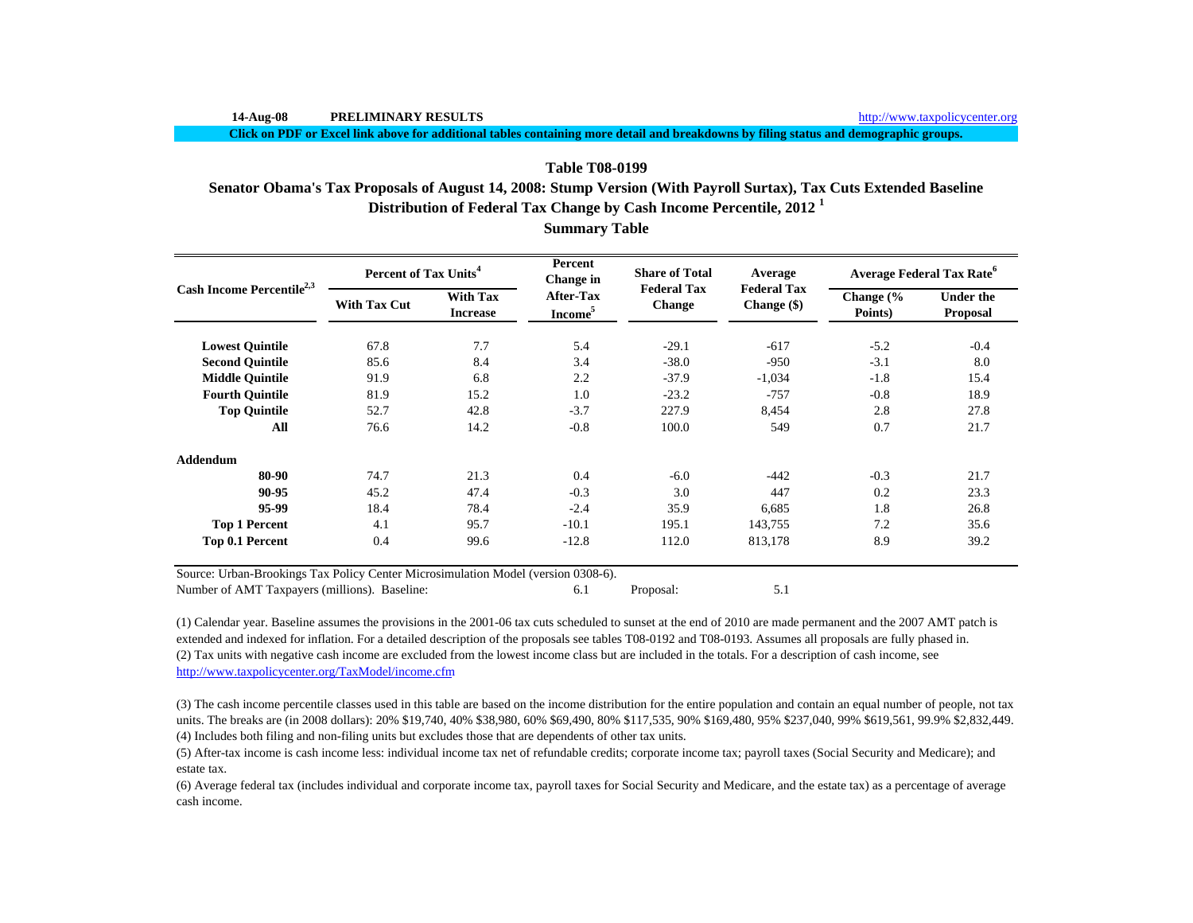14-Aug-08 **PRELIMINARY RESULTS** http://www.taxpolicycenter.org

**Click on PDF or Excel link above for additional tables containing more detail and breakdowns by filing status and demographic groups.**

## Table T08-0199

### Senator Obama's Tax Proposals of August 14, 2008: Stump Version (With Payroll Surtax), Tax Cuts Extended Baseline

### Distribution of Federal Tax Change by Cash Income Percentile, 2012 [1]

### Summary Table

| Cash Income Percentile[2,3] | Percent of Tax Units[4] | | Percent Change in After-Tax Income[5] | Share of Total Federal Tax Change | Average Federal Tax Change ($) | Average Federal Tax Rate[6] | |
|---|---|---|---|---|---|---|---|
| | With Tax Cut | With Tax Increase | | | | Change (% Points) | Under the Proposal |
| **Lowest Quintile** | 67.8 | 7.7 | 5.4 | -29.1 | -617 | -5.2 | -0.4 |
| **Second Quintile** | 85.6 | 8.4 | 3.4 | -38.0 | -950 | -3.1 | 8.0 |
| **Middle Quintile** | 91.9 | 6.8 | 2.2 | -37.9 | -1,034 | -1.8 | 15.4 |
| **Fourth Quintile** | 81.9 | 15.2 | 1.0 | -23.2 | -757 | -0.8 | 18.9 |
| **Top Quintile** | 52.7 | 42.8 | -3.7 | 227.9 | 8,454 | 2.8 | 27.8 |
| **All** | 76.6 | 14.2 | -0.8 | 100.0 | 549 | 0.7 | 21.7 |
| **Addendum** | | | | | | | |
| **80-90** | 74.7 | 21.3 | 0.4 | -6.0 | -442 | -0.3 | 21.7 |
| **90-95** | 45.2 | 47.4 | -0.3 | 3.0 | 447 | 0.2 | 23.3 |
| **95-99** | 18.4 | 78.4 | -2.4 | 35.9 | 6,685 | 1.8 | 26.8 |
| **Top 1 Percent** | 4.1 | 95.7 | -10.1 | 195.1 | 143,755 | 7.2 | 35.6 |
| **Top 0.1 Percent** | 0.4 | 99.6 | -12.8 | 112.0 | 813,178 | 8.9 | 39.2 |

Source: Urban-Brookings Tax Policy Center Microsimulation Model (version 0308-6).

Number of AMT Taxpayers (millions). Baseline: 6.1 Proposal: 5.1

(1) Calendar year. Baseline assumes the provisions in the 2001-06 tax cuts scheduled to sunset at the end of 2010 are made permanent and the 2007 AMT patch is extended and indexed for inflation. For a detailed description of the proposals see tables T08-0192 and T08-0193. Assumes all proposals are fully phased in.

(2) Tax units with negative cash income are excluded from the lowest income class but are included in the totals. For a description of cash income, see http://www.taxpolicycenter.org/TaxModel/income.cfm

(3) The cash income percentile classes used in this table are based on the income distribution for the entire population and contain an equal number of people, not tax units. The breaks are (in 2008 dollars): 20% $19,740, 40% $38,980, 60% $69,490, 80% $117,535, 90% $169,480, 95% $237,040, 99% $619,561, 99.9% $2,832,449.

(4) Includes both filing and non-filing units but excludes those that are dependents of other tax units.

(5) After-tax income is cash income less: individual income tax net of refundable credits; corporate income tax; payroll taxes (Social Security and Medicare); and estate tax.

(6) Average federal tax (includes individual and corporate income tax, payroll taxes for Social Security and Medicare, and the estate tax) as a percentage of average cash income.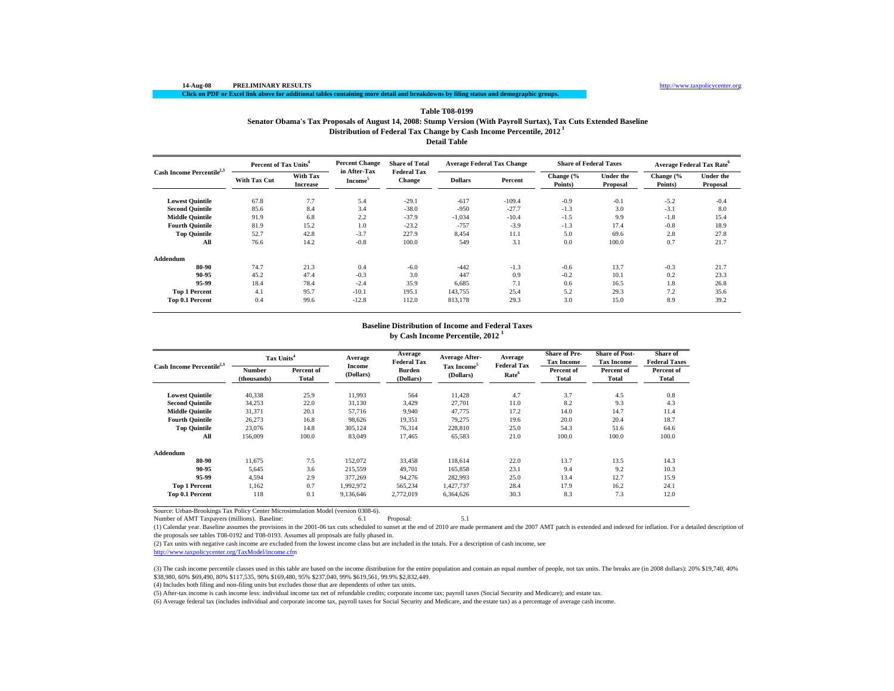14-Aug-08 **PRELIMINARY RESULTS** http://www.taxpolicycenter.org

**Click on PDF or Excel link above for additional tables containing more detail and breakdowns by filing status and demographic groups.**

### Table T08-0199
### Senator Obama's Tax Proposals of August 14, 2008: Stump Version (With Payroll Surtax), Tax Cuts Extended Baseline
### Distribution of Federal Tax Change by Cash Income Percentile, 2012 [1]
### Detail Table

| Cash Income Percentile[2,3] | Percent of Tax Units[4] | | Percent Change in After-Tax Income[5] | Share of Total Federal Tax Change | Average Federal Tax Change | | Share of Federal Taxes | | Average Federal Tax Rate[6] | |
|---|---|---|---|---|---|---|---|---|---|---|
| | With Tax Cut | With Tax Increase | | | Dollars | Percent | Change (% Points) | Under the Proposal | Change (% Points) | Under the Proposal |
| Lowest Quintile | 67.8 | 7.7 | 5.4 | -29.1 | -617 | -109.4 | -0.9 | -0.1 | -5.2 | -0.4 |
| Second Quintile | 85.6 | 8.4 | 3.4 | -38.0 | -950 | -27.7 | -1.3 | 3.0 | -3.1 | 8.0 |
| Middle Quintile | 91.9 | 6.8 | 2.2 | -37.9 | -1,034 | -10.4 | -1.5 | 9.9 | -1.8 | 15.4 |
| Fourth Quintile | 81.9 | 15.2 | 1.0 | -23.2 | -757 | -3.9 | -1.3 | 17.4 | -0.8 | 18.9 |
| Top Quintile | 52.7 | 42.8 | -3.7 | 227.9 | 8,454 | 11.1 | 5.0 | 69.6 | 2.8 | 27.8 |
| All | 76.6 | 14.2 | -0.8 | 100.0 | 549 | 3.1 | 0.0 | 100.0 | 0.7 | 21.7 |
| **Addendum** | | | | | | | | | | |
| 80-90 | 74.7 | 21.3 | 0.4 | -6.0 | -442 | -1.3 | -0.6 | 13.7 | -0.3 | 21.7 |
| 90-95 | 45.2 | 47.4 | -0.3 | 3.0 | 447 | 0.9 | -0.2 | 10.1 | 0.2 | 23.3 |
| 95-99 | 18.4 | 78.4 | -2.4 | 35.9 | 6,685 | 7.1 | 0.6 | 16.5 | 1.8 | 26.8 |
| Top 1 Percent | 4.1 | 95.7 | -10.1 | 195.1 | 143,755 | 25.4 | 5.2 | 29.3 | 7.2 | 35.6 |
| Top 0.1 Percent | 0.4 | 99.6 | -12.8 | 112.0 | 813,178 | 29.3 | 3.0 | 15.0 | 8.9 | 39.2 |

### Baseline Distribution of Income and Federal Taxes by Cash Income Percentile, 2012 [1]

| Cash Income Percentile[2,3] | Tax Units[4] | | Average Income (Dollars) | Average Federal Tax Burden (Dollars) | Average After-Tax Income[5] (Dollars) | Average Federal Tax Rate[6] | Share of Pre-Tax Income | Share of Post-Tax Income | Share of Federal Taxes |
|---|---|---|---|---|---|---|---|---|---|
| | Number (thousands) | Percent of Total | | | | | Percent of Total | Percent of Total | Percent of Total |
| Lowest Quintile | 40,338 | 25.9 | 11,993 | 564 | 11,428 | 4.7 | 3.7 | 4.5 | 0.8 |
| Second Quintile | 34,253 | 22.0 | 31,130 | 3,429 | 27,701 | 11.0 | 8.2 | 9.3 | 4.3 |
| Middle Quintile | 31,371 | 20.1 | 57,716 | 9,940 | 47,775 | 17.2 | 14.0 | 14.7 | 11.4 |
| Fourth Quintile | 26,273 | 16.8 | 98,626 | 19,351 | 79,275 | 19.6 | 20.0 | 20.4 | 18.7 |
| Top Quintile | 23,076 | 14.8 | 305,124 | 76,314 | 228,810 | 25.0 | 54.3 | 51.6 | 64.6 |
| All | 156,009 | 100.0 | 83,049 | 17,465 | 65,583 | 21.0 | 100.0 | 100.0 | 100.0 |
| **Addendum** | | | | | | | | | |
| 80-90 | 11,675 | 7.5 | 152,072 | 33,458 | 118,614 | 22.0 | 13.7 | 13.5 | 14.3 |
| 90-95 | 5,645 | 3.6 | 215,559 | 49,701 | 165,858 | 23.1 | 9.4 | 9.2 | 10.3 |
| 95-99 | 4,594 | 2.9 | 377,269 | 94,276 | 282,993 | 25.0 | 13.4 | 12.7 | 15.9 |
| Top 1 Percent | 1,162 | 0.7 | 1,992,972 | 565,234 | 1,427,737 | 28.4 | 17.9 | 16.2 | 24.1 |
| Top 0.1 Percent | 118 | 0.1 | 9,136,646 | 2,772,019 | 6,364,626 | 30.3 | 8.3 | 7.3 | 12.0 |

Source: Urban-Brookings Tax Policy Center Microsimulation Model (version 0308-6).

Number of AMT Taxpayers (millions). Baseline: 6.1 Proposal: 5.1

(1) Calendar year. Baseline assumes the provisions in the 2001-06 tax cuts scheduled to sunset at the end of 2010 are made permanent and the 2007 AMT patch is extended and indexed for inflation. For a detailed description of the proposals see tables T08-0192 and T08-0193. Assumes all proposals are fully phased in.

(2) Tax units with negative cash income are excluded from the lowest income class but are included in the totals. For a description of cash income, see http://www.taxpolicycenter.org/TaxModel/income.cfm

(3) The cash income percentile classes used in this table are based on the income distribution for the entire population and contain an equal number of people, not tax units. The breaks are (in 2008 dollars): 20% $19,740, 40% $38,980, 60% $69,490, 80% $117,535, 90% $169,480, 95% $237,040, 99% $619,561, 99.9% $2,832,449.

(4) Includes both filing and non-filing units but excludes those that are dependents of other tax units.

(5) After-tax income is cash income less: individual income tax net of refundable credits; corporate income tax; payroll taxes (Social Security and Medicare); and estate tax.

(6) Average federal tax (includes individual and corporate income tax, payroll taxes for Social Security and Medicare, and the estate tax) as a percentage of average cash income.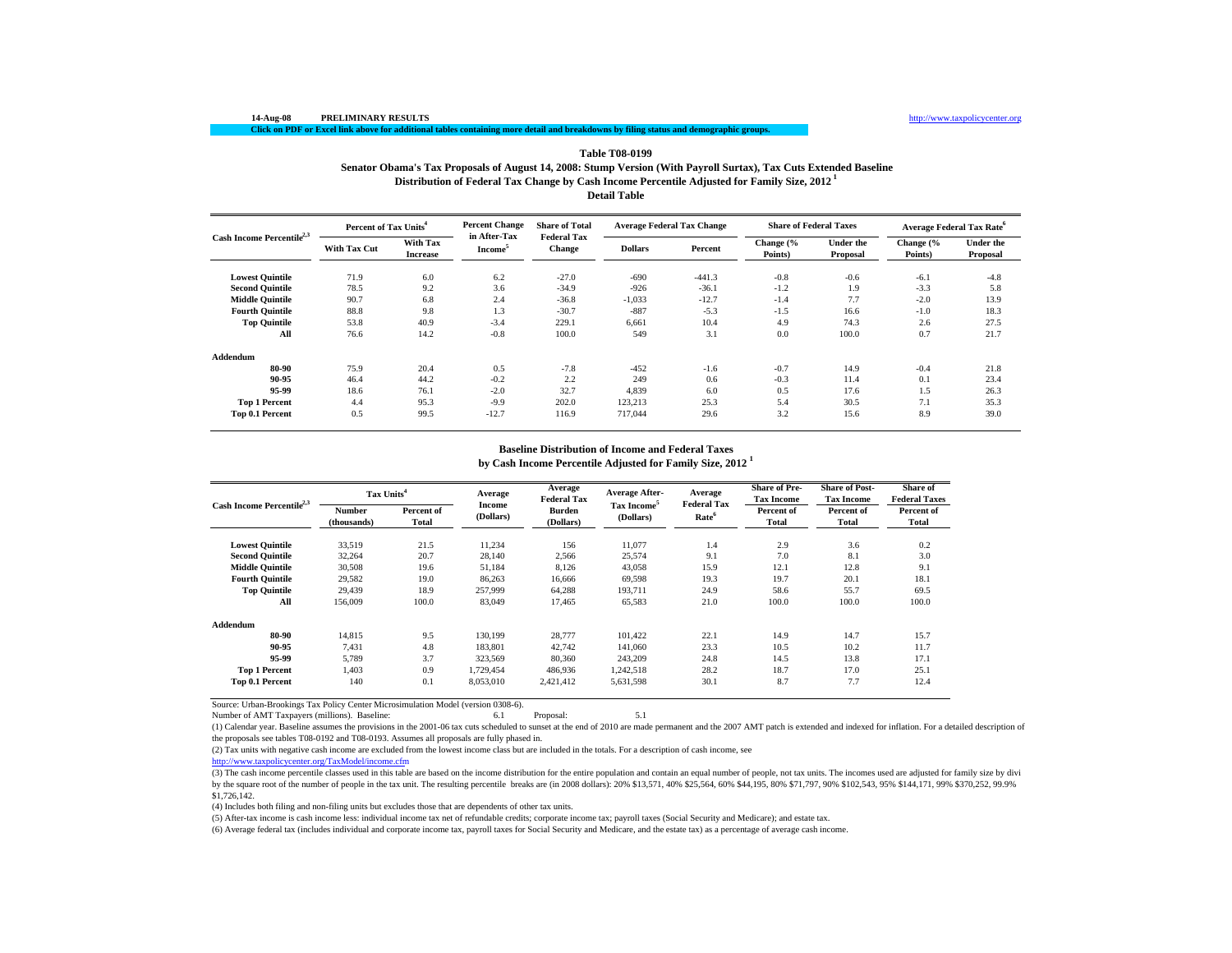14-Aug-08 **PRELIMINARY RESULTS** http://www.taxpolicycenter.org

**Click on PDF or Excel link above for additional tables containing more detail and breakdowns by filing status and demographic groups.**

## Table T08-0199

### Senator Obama's Tax Proposals of August 14, 2008: Stump Version (With Payroll Surtax), Tax Cuts Extended Baseline
### Distribution of Federal Tax Change by Cash Income Percentile Adjusted for Family Size, 2012 [1]
### Detail Table

| Cash Income Percentile[2,3] | Percent of Tax Units[4] | | Percent Change in After-Tax Income[5] | Share of Total Federal Tax Change | Average Federal Tax Change | | Share of Federal Taxes | | Average Federal Tax Rate[6] | |
|---|---|---|---|---|---|---|---|---|---|---|
| | With Tax Cut | With Tax Increase | | | Dollars | Percent | Change (% Points) | Under the Proposal | Change (% Points) | Under the Proposal |
| Lowest Quintile | 71.9 | 6.0 | 6.2 | -27.0 | -690 | -441.3 | -0.8 | -0.6 | -6.1 | -4.8 |
| Second Quintile | 78.5 | 9.2 | 3.6 | -34.9 | -926 | -36.1 | -1.2 | 1.9 | -3.3 | 5.8 |
| Middle Quintile | 90.7 | 6.8 | 2.4 | -36.8 | -1,033 | -12.7 | -1.4 | 7.7 | -2.0 | 13.9 |
| Fourth Quintile | 88.8 | 9.8 | 1.3 | -30.7 | -887 | -5.3 | -1.5 | 16.6 | -1.0 | 18.3 |
| Top Quintile | 53.8 | 40.9 | -3.4 | 229.1 | 6,661 | 10.4 | 4.9 | 74.3 | 2.6 | 27.5 |
| All | 76.6 | 14.2 | -0.8 | 100.0 | 549 | 3.1 | 0.0 | 100.0 | 0.7 | 21.7 |
| **Addendum** | | | | | | | | | | |
| 80-90 | 75.9 | 20.4 | 0.5 | -7.8 | -452 | -1.6 | -0.7 | 14.9 | -0.4 | 21.8 |
| 90-95 | 46.4 | 44.2 | -0.2 | 2.2 | 249 | 0.6 | -0.3 | 11.4 | 0.1 | 23.4 |
| 95-99 | 18.6 | 76.1 | -2.0 | 32.7 | 4,839 | 6.0 | 0.5 | 17.6 | 1.5 | 26.3 |
| Top 1 Percent | 4.4 | 95.3 | -9.9 | 202.0 | 123,213 | 25.3 | 5.4 | 30.5 | 7.1 | 35.3 |
| Top 0.1 Percent | 0.5 | 99.5 | -12.7 | 116.9 | 717,044 | 29.6 | 3.2 | 15.6 | 8.9 | 39.0 |

### Baseline Distribution of Income and Federal Taxes
### by Cash Income Percentile Adjusted for Family Size, 2012 [1]

| Cash Income Percentile[2,3] | Tax Units[4] | | Average Income (Dollars) | Average Federal Tax Burden (Dollars) | Average After-Tax Income[5] (Dollars) | Average Federal Tax Rate[6] | Share of Pre-Tax Income | Share of Post-Tax Income | Share of Federal Taxes |
|---|---|---|---|---|---|---|---|---|---|
| | Number (thousands) | Percent of Total | | | | | Percent of Total | Percent of Total | Percent of Total |
| Lowest Quintile | 33,519 | 21.5 | 11,234 | 156 | 11,077 | 1.4 | 2.9 | 3.6 | 0.2 |
| Second Quintile | 32,264 | 20.7 | 28,140 | 2,566 | 25,574 | 9.1 | 7.0 | 8.1 | 3.0 |
| Middle Quintile | 30,508 | 19.6 | 51,184 | 8,126 | 43,058 | 15.9 | 12.1 | 12.8 | 9.1 |
| Fourth Quintile | 29,582 | 19.0 | 86,263 | 16,666 | 69,598 | 19.3 | 19.7 | 20.1 | 18.1 |
| Top Quintile | 29,439 | 18.9 | 257,999 | 64,288 | 193,711 | 24.9 | 58.6 | 55.7 | 69.5 |
| All | 156,009 | 100.0 | 83,049 | 17,465 | 65,583 | 21.0 | 100.0 | 100.0 | 100.0 |
| **Addendum** | | | | | | | | | |
| 80-90 | 14,815 | 9.5 | 130,199 | 28,777 | 101,422 | 22.1 | 14.9 | 14.7 | 15.7 |
| 90-95 | 7,431 | 4.8 | 183,801 | 42,742 | 141,060 | 23.3 | 10.5 | 10.2 | 11.7 |
| 95-99 | 5,789 | 3.7 | 323,569 | 80,360 | 243,209 | 24.8 | 14.5 | 13.8 | 17.1 |
| Top 1 Percent | 1,403 | 0.9 | 1,729,454 | 486,936 | 1,242,518 | 28.2 | 18.7 | 17.0 | 25.1 |
| Top 0.1 Percent | 140 | 0.1 | 8,053,010 | 2,421,412 | 5,631,598 | 30.1 | 8.7 | 7.7 | 12.4 |

Source: Urban-Brookings Tax Policy Center Microsimulation Model (version 0308-6).

Number of AMT Taxpayers (millions). Baseline: 6.1 Proposal: 5.1

(1) Calendar year. Baseline assumes the provisions in the 2001-06 tax cuts scheduled to sunset at the end of 2010 are made permanent and the 2007 AMT patch is extended and indexed for inflation. For a detailed description of the proposals see tables T08-0192 and T08-0193. Assumes all proposals are fully phased in.

(2) Tax units with negative cash income are excluded from the lowest income class but are included in the totals. For a description of cash income, see http://www.taxpolicycenter.org/TaxModel/income.cfm

(3) The cash income percentile classes used in this table are based on the income distribution for the entire population and contain an equal number of people, not tax units. The incomes used are adjusted for family size by dividing by the square root of the number of people in the tax unit. The resulting percentile breaks are (in 2008 dollars): 20% $13,571, 40% $25,564, 60% $44,195, 80% $71,797, 90% $102,543, 95% $144,171, 99% $370,252, 99.9% $1,726,142.

(4) Includes both filing and non-filing units but excludes those that are dependents of other tax units.

(5) After-tax income is cash income less: individual income tax net of refundable credits; corporate income tax; payroll taxes (Social Security and Medicare); and estate tax.

(6) Average federal tax (includes individual and corporate income tax, payroll taxes for Social Security and Medicare, and the estate tax) as a percentage of average cash income.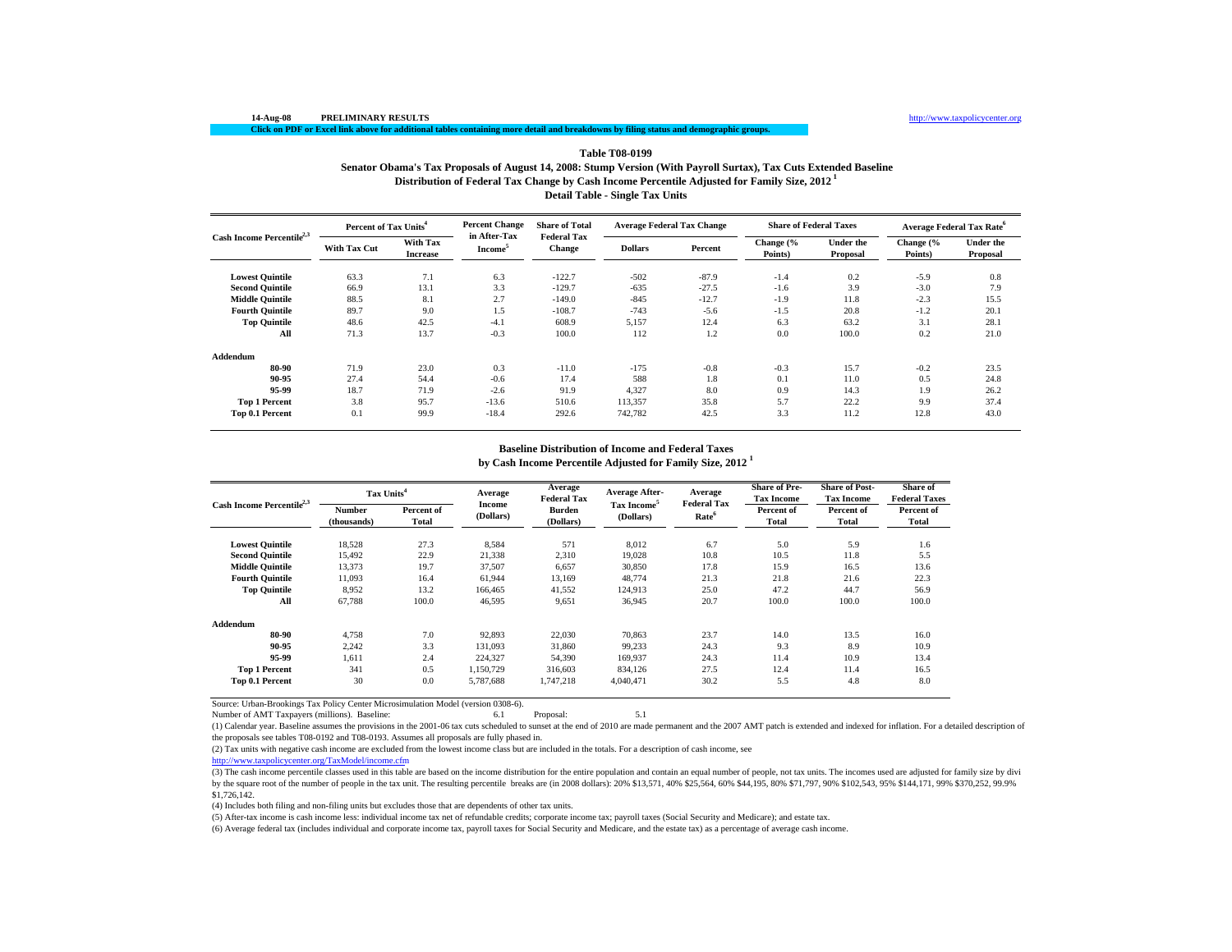14-Aug-08 **PRELIMINARY RESULTS** http://www.taxpolicycenter.org

**Click on PDF or Excel link above for additional tables containing more detail and breakdowns by filing status and demographic groups.**

### Table T08-0199

### Senator Obama's Tax Proposals of August 14, 2008: Stump Version (With Payroll Surtax), Tax Cuts Extended Baseline

### Distribution of Federal Tax Change by Cash Income Percentile Adjusted for Family Size, 2012 [1]

### Detail Table - Single Tax Units

| Cash Income Percentile[2,3] | Percent of Tax Units[4] | | Percent Change in After-Tax Income[5] | Share of Total Federal Tax Change | Average Federal Tax Change | | Share of Federal Taxes | | Average Federal Tax Rate[6] | |
|---|---|---|---|---|---|---|---|---|---|---|
| | With Tax Cut | With Tax Increase | | | Dollars | Percent | Change (% Points) | Under the Proposal | Change (% Points) | Under the Proposal |
| **Lowest Quintile** | 63.3 | 7.1 | 6.3 | -122.7 | -502 | -87.9 | -1.4 | 0.2 | -5.9 | 0.8 |
| **Second Quintile** | 66.9 | 13.1 | 3.3 | -129.7 | -635 | -27.5 | -1.6 | 3.9 | -3.0 | 7.9 |
| **Middle Quintile** | 88.5 | 8.1 | 2.7 | -149.0 | -845 | -12.7 | -1.9 | 11.8 | -2.3 | 15.5 |
| **Fourth Quintile** | 89.7 | 9.0 | 1.5 | -108.7 | -743 | -5.6 | -1.5 | 20.8 | -1.2 | 20.1 |
| **Top Quintile** | 48.6 | 42.5 | -4.1 | 608.9 | 5,157 | 12.4 | 6.3 | 63.2 | 3.1 | 28.1 |
| **All** | 71.3 | 13.7 | -0.3 | 100.0 | 112 | 1.2 | 0.0 | 100.0 | 0.2 | 21.0 |
| **Addendum** | | | | | | | | | | |
| **80-90** | 71.9 | 23.0 | 0.3 | -11.0 | -175 | -0.8 | -0.3 | 15.7 | -0.2 | 23.5 |
| **90-95** | 27.4 | 54.4 | -0.6 | 17.4 | 588 | 1.8 | 0.1 | 11.0 | 0.5 | 24.8 |
| **95-99** | 18.7 | 71.9 | -2.6 | 91.9 | 4,327 | 8.0 | 0.9 | 14.3 | 1.9 | 26.2 |
| **Top 1 Percent** | 3.8 | 95.7 | -13.6 | 510.6 | 113,357 | 35.8 | 5.7 | 22.2 | 9.9 | 37.4 |
| **Top 0.1 Percent** | 0.1 | 99.9 | -18.4 | 292.6 | 742,782 | 42.5 | 3.3 | 11.2 | 12.8 | 43.0 |

### Baseline Distribution of Income and Federal Taxes

### by Cash Income Percentile Adjusted for Family Size, 2012 [1]

| Cash Income Percentile[2,3] | Tax Units[4] | | Average Income (Dollars) | Average Federal Tax Burden (Dollars) | Average After-Tax Income[5] (Dollars) | Average Federal Tax Rate[6] | Share of Pre-Tax Income | Share of Post-Tax Income | Share of Federal Taxes |
|---|---|---|---|---|---|---|---|---|---|
| | Number (thousands) | Percent of Total | | | | | Percent of Total | Percent of Total | Percent of Total |
| **Lowest Quintile** | 18,528 | 27.3 | 8,584 | 571 | 8,012 | 6.7 | 5.0 | 5.9 | 1.6 |
| **Second Quintile** | 15,492 | 22.9 | 21,338 | 2,310 | 19,028 | 10.8 | 10.5 | 11.8 | 5.5 |
| **Middle Quintile** | 13,373 | 19.7 | 37,507 | 6,657 | 30,850 | 17.8 | 15.9 | 16.5 | 13.6 |
| **Fourth Quintile** | 11,093 | 16.4 | 61,944 | 13,169 | 48,774 | 21.3 | 21.8 | 21.6 | 22.3 |
| **Top Quintile** | 8,952 | 13.2 | 166,465 | 41,552 | 124,913 | 25.0 | 47.2 | 44.7 | 56.9 |
| **All** | 67,788 | 100.0 | 46,595 | 9,651 | 36,945 | 20.7 | 100.0 | 100.0 | 100.0 |
| **Addendum** | | | | | | | | | |
| **80-90** | 4,758 | 7.0 | 92,893 | 22,030 | 70,863 | 23.7 | 14.0 | 13.5 | 16.0 |
| **90-95** | 2,242 | 3.3 | 131,093 | 31,860 | 99,233 | 24.3 | 9.3 | 8.9 | 10.9 |
| **95-99** | 1,611 | 2.4 | 224,327 | 54,390 | 169,937 | 24.3 | 11.4 | 10.9 | 13.4 |
| **Top 1 Percent** | 341 | 0.5 | 1,150,729 | 316,603 | 834,126 | 27.5 | 12.4 | 11.4 | 16.5 |
| **Top 0.1 Percent** | 30 | 0.0 | 5,787,688 | 1,747,218 | 4,040,471 | 30.2 | 5.5 | 4.8 | 8.0 |

Source: Urban-Brookings Tax Policy Center Microsimulation Model (version 0308-6).

Number of AMT Taxpayers (millions). Baseline: 6.1 Proposal: 5.1

(1) Calendar year. Baseline assumes the provisions in the 2001-06 tax cuts scheduled to sunset at the end of 2010 are made permanent and the 2007 AMT patch is extended and indexed for inflation. For a detailed description of the proposals see tables T08-0192 and T08-0193. Assumes all proposals are fully phased in.

(2) Tax units with negative cash income are excluded from the lowest income class but are included in the totals. For a description of cash income, see http://www.taxpolicycenter.org/TaxModel/income.cfm

(3) The cash income percentile classes used in this table are based on the income distribution for the entire population and contain an equal number of people, not tax units. The incomes used are adjusted for family size by divi by the square root of the number of people in the tax unit. The resulting percentile breaks are (in 2008 dollars): 20% $13,571, 40% $25,564, 60% $44,195, 80% $71,797, 90% $102,543, 95% $144,171, 99% $370,252, 99.9% $1,726,142.

(4) Includes both filing and non-filing units but excludes those that are dependents of other tax units.

(5) After-tax income is cash income less: individual income tax net of refundable credits; corporate income tax; payroll taxes (Social Security and Medicare); and estate tax.

(6) Average federal tax (includes individual and corporate income tax, payroll taxes for Social Security and Medicare, and the estate tax) as a percentage of average cash income.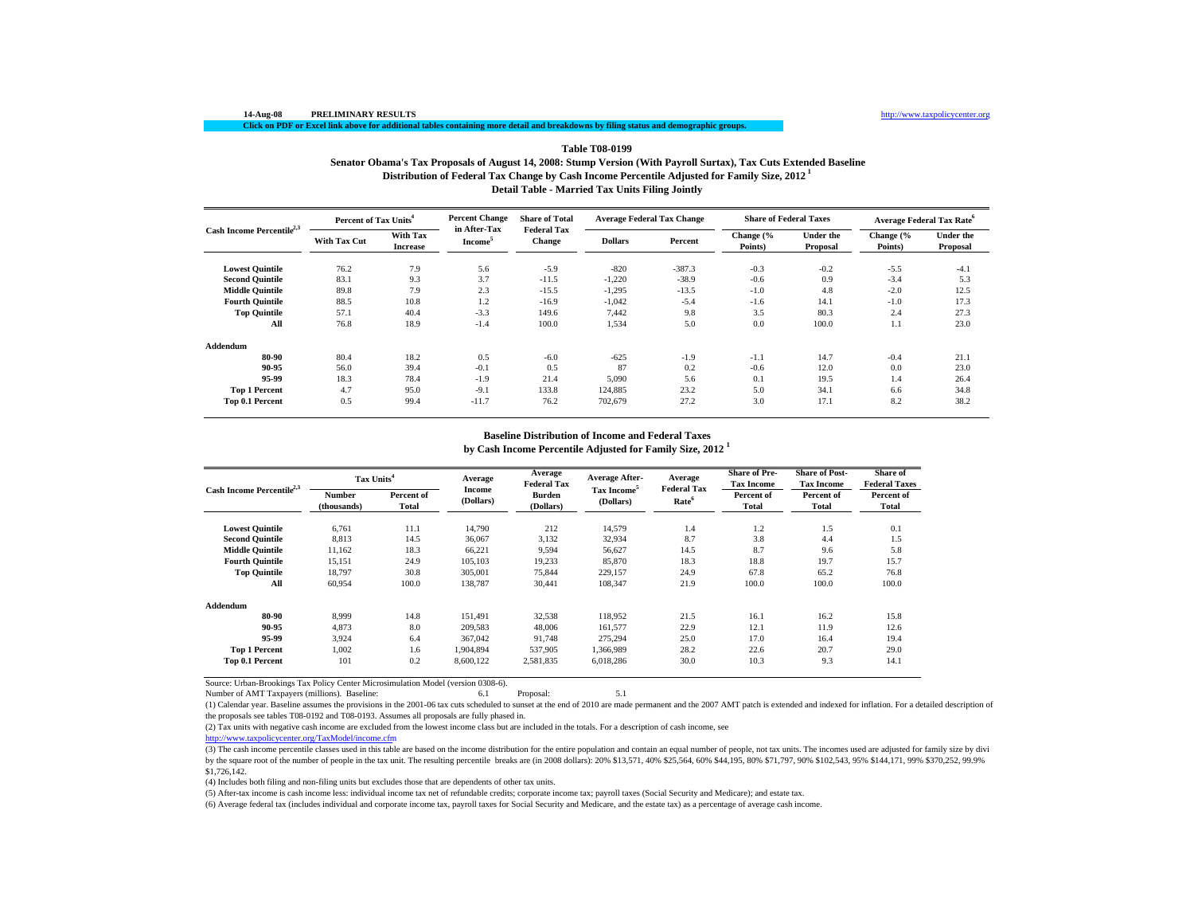14-Aug-08 **PRELIMINARY RESULTS** http://www.taxpolicycenter.org

**Click on PDF or Excel link above for additional tables containing more detail and breakdowns by filing status and demographic groups.**

### Table T08-0199

### Senator Obama's Tax Proposals of August 14, 2008: Stump Version (With Payroll Surtax), Tax Cuts Extended Baseline

### Distribution of Federal Tax Change by Cash Income Percentile Adjusted for Family Size, 2012 [1]

### Detail Table - Married Tax Units Filing Jointly

| Cash Income Percentile[2,3] | Percent of Tax Units[4] | | Percent Change in After-Tax Income[5] | Share of Total Federal Tax Change | Average Federal Tax Change | | Share of Federal Taxes | | Average Federal Tax Rate[6] | |
|---|---|---|---|---|---|---|---|---|---|---|
| | With Tax Cut | With Tax Increase | | | Dollars | Percent | Change (% Points) | Under the Proposal | Change (% Points) | Under the Proposal |
| Lowest Quintile | 76.2 | 7.9 | 5.6 | -5.9 | -820 | -387.3 | -0.3 | -0.2 | -5.5 | -4.1 |
| Second Quintile | 83.1 | 9.3 | 3.7 | -11.5 | -1,220 | -38.9 | -0.6 | 0.9 | -3.4 | 5.3 |
| Middle Quintile | 89.8 | 7.9 | 2.3 | -15.5 | -1,295 | -13.5 | -1.0 | 4.8 | -2.0 | 12.5 |
| Fourth Quintile | 88.5 | 10.8 | 1.2 | -16.9 | -1,042 | -5.4 | -1.6 | 14.1 | -1.0 | 17.3 |
| Top Quintile | 57.1 | 40.4 | -3.3 | 149.6 | 7,442 | 9.8 | 3.5 | 80.3 | 2.4 | 27.3 |
| All | 76.8 | 18.9 | -1.4 | 100.0 | 1,534 | 5.0 | 0.0 | 100.0 | 1.1 | 23.0 |
| **Addendum** | | | | | | | | | | |
| 80-90 | 80.4 | 18.2 | 0.5 | -6.0 | -625 | -1.9 | -1.1 | 14.7 | -0.4 | 21.1 |
| 90-95 | 56.0 | 39.4 | -0.1 | 0.5 | 87 | 0.2 | -0.6 | 12.0 | 0.0 | 23.0 |
| 95-99 | 18.3 | 78.4 | -1.9 | 21.4 | 5,090 | 5.6 | 0.1 | 19.5 | 1.4 | 26.4 |
| Top 1 Percent | 4.7 | 95.0 | -9.1 | 133.8 | 124,885 | 23.2 | 5.0 | 34.1 | 6.6 | 34.8 |
| Top 0.1 Percent | 0.5 | 99.4 | -11.7 | 76.2 | 702,679 | 27.2 | 3.0 | 17.1 | 8.2 | 38.2 |

### Baseline Distribution of Income and Federal Taxes by Cash Income Percentile Adjusted for Family Size, 2012 [1]

| Cash Income Percentile[2,3] | Tax Units[4] | | Average Income (Dollars) | Average Federal Tax Burden (Dollars) | Average After-Tax Income[5] (Dollars) | Average Federal Tax Rate[6] | Share of Pre-Tax Income | Share of Post-Tax Income | Share of Federal Taxes |
|---|---|---|---|---|---|---|---|---|---|
| | Number (thousands) | Percent of Total | | | | | Percent of Total | Percent of Total | Percent of Total |
| Lowest Quintile | 6,761 | 11.1 | 14,790 | 212 | 14,579 | 1.4 | 1.2 | 1.5 | 0.1 |
| Second Quintile | 8,813 | 14.5 | 36,067 | 3,132 | 32,934 | 8.7 | 3.8 | 4.4 | 1.5 |
| Middle Quintile | 11,162 | 18.3 | 66,221 | 9,594 | 56,627 | 14.5 | 8.7 | 9.6 | 5.8 |
| Fourth Quintile | 15,151 | 24.9 | 105,103 | 19,233 | 85,870 | 18.3 | 18.8 | 19.7 | 15.7 |
| Top Quintile | 18,797 | 30.8 | 305,001 | 75,844 | 229,157 | 24.9 | 67.8 | 65.2 | 76.8 |
| All | 60,954 | 100.0 | 138,787 | 30,441 | 108,347 | 21.9 | 100.0 | 100.0 | 100.0 |
| **Addendum** | | | | | | | | | |
| 80-90 | 8,999 | 14.8 | 151,491 | 32,538 | 118,952 | 21.5 | 16.1 | 16.2 | 15.8 |
| 90-95 | 4,873 | 8.0 | 209,583 | 48,006 | 161,577 | 22.9 | 12.1 | 11.9 | 12.6 |
| 95-99 | 3,924 | 6.4 | 367,042 | 91,748 | 275,294 | 25.0 | 17.0 | 16.4 | 19.4 |
| Top 1 Percent | 1,002 | 1.6 | 1,904,894 | 537,905 | 1,366,989 | 28.2 | 22.6 | 20.7 | 29.0 |
| Top 0.1 Percent | 101 | 0.2 | 8,600,122 | 2,581,835 | 6,018,286 | 30.0 | 10.3 | 9.3 | 14.1 |

Source: Urban-Brookings Tax Policy Center Microsimulation Model (version 0308-6).

Number of AMT Taxpayers (millions). Baseline: 6.1 Proposal: 5.1

(1) Calendar year. Baseline assumes the provisions in the 2001-06 tax cuts scheduled to sunset at the end of 2010 are made permanent and the 2007 AMT patch is extended and indexed for inflation. For a detailed description of the proposals see tables T08-0192 and T08-0193. Assumes all proposals are fully phased in.

(2) Tax units with negative cash income are excluded from the lowest income class but are included in the totals. For a description of cash income, see http://www.taxpolicycenter.org/TaxModel/income.cfm

(3) The cash income percentile classes used in this table are based on the income distribution for the entire population and contain an equal number of people, not tax units. The incomes used are adjusted for family size by divi by the square root of the number of people in the tax unit. The resulting percentile breaks are (in 2008 dollars): 20% $13,571, 40% $25,564, 60% $44,195, 80% $71,797, 90% $102,543, 95% $144,171, 99% $370,252, 99.9% $1,726,142.

(4) Includes both filing and non-filing units but excludes those that are dependents of other tax units.

(5) After-tax income is cash income less: individual income tax net of refundable credits; corporate income tax; payroll taxes (Social Security and Medicare); and estate tax.

(6) Average federal tax (includes individual and corporate income tax, payroll taxes for Social Security and Medicare, and the estate tax) as a percentage of average cash income.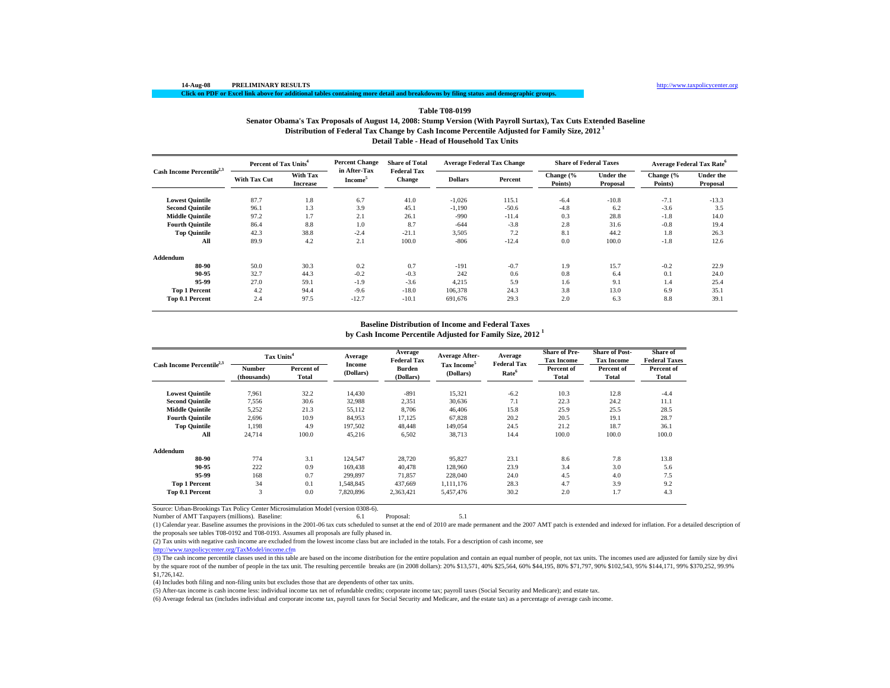14-Aug-08 **PRELIMINARY RESULTS** http://www.taxpolicycenter.org

**Click on PDF or Excel link above for additional tables containing more detail and breakdowns by filing status and demographic groups.**

### Table T08-0199
### Senator Obama's Tax Proposals of August 14, 2008: Stump Version (With Payroll Surtax), Tax Cuts Extended Baseline
### Distribution of Federal Tax Change by Cash Income Percentile Adjusted for Family Size, 2012 [1]
### Detail Table - Head of Household Tax Units

| Cash Income Percentile[2,3] | Percent of Tax Units[4] | | Percent Change in After-Tax Income[5] | Share of Total Federal Tax Change | Average Federal Tax Change | | Share of Federal Taxes | | Average Federal Tax Rate[6] | |
|---|---|---|---|---|---|---|---|---|---|---|
| | With Tax Cut | With Tax Increase | | | Dollars | Percent | Change (% Points) | Under the Proposal | Change (% Points) | Under the Proposal |
| Lowest Quintile | 87.7 | 1.8 | 6.7 | 41.0 | -1,026 | 115.1 | -6.4 | -10.8 | -7.1 | -13.3 |
| Second Quintile | 96.1 | 1.3 | 3.9 | 45.1 | -1,190 | -50.6 | -4.8 | 6.2 | -3.6 | 3.5 |
| Middle Quintile | 97.2 | 1.7 | 2.1 | 26.1 | -990 | -11.4 | 0.3 | 28.8 | -1.8 | 14.0 |
| Fourth Quintile | 86.4 | 8.8 | 1.0 | 8.7 | -644 | -3.8 | 2.8 | 31.6 | -0.8 | 19.4 |
| Top Quintile | 42.3 | 38.8 | -2.4 | -21.1 | 3,505 | 7.2 | 8.1 | 44.2 | 1.8 | 26.3 |
| All | 89.9 | 4.2 | 2.1 | 100.0 | -806 | -12.4 | 0.0 | 100.0 | -1.8 | 12.6 |
| **Addendum** | | | | | | | | | | |
| 80-90 | 50.0 | 30.3 | 0.2 | 0.7 | -191 | -0.7 | 1.9 | 15.7 | -0.2 | 22.9 |
| 90-95 | 32.7 | 44.3 | -0.2 | -0.3 | 242 | 0.6 | 0.8 | 6.4 | 0.1 | 24.0 |
| 95-99 | 27.0 | 59.1 | -1.9 | -3.6 | 4,215 | 5.9 | 1.6 | 9.1 | 1.4 | 25.4 |
| Top 1 Percent | 4.2 | 94.4 | -9.6 | -18.0 | 106,378 | 24.3 | 3.8 | 13.0 | 6.9 | 35.1 |
| Top 0.1 Percent | 2.4 | 97.5 | -12.7 | -10.1 | 691,676 | 29.3 | 2.0 | 6.3 | 8.8 | 39.1 |

### Baseline Distribution of Income and Federal Taxes
### by Cash Income Percentile Adjusted for Family Size, 2012 [1]

| Cash Income Percentile[2,3] | Tax Units[4] | | Average Income (Dollars) | Average Federal Tax Burden (Dollars) | Average After-Tax Income[5] (Dollars) | Average Federal Tax Rate[6] | Share of Pre-Tax Income | Share of Post-Tax Income | Share of Federal Taxes |
|---|---|---|---|---|---|---|---|---|---|
| | Number (thousands) | Percent of Total | | | | | Percent of Total | Percent of Total | Percent of Total |
| Lowest Quintile | 7,961 | 32.2 | 14,430 | -891 | 15,321 | -6.2 | 10.3 | 12.8 | -4.4 |
| Second Quintile | 7,556 | 30.6 | 32,988 | 2,351 | 30,636 | 7.1 | 22.3 | 24.2 | 11.1 |
| Middle Quintile | 5,252 | 21.3 | 55,112 | 8,706 | 46,406 | 15.8 | 25.9 | 25.5 | 28.5 |
| Fourth Quintile | 2,696 | 10.9 | 84,953 | 17,125 | 67,828 | 20.2 | 20.5 | 19.1 | 28.7 |
| Top Quintile | 1,198 | 4.9 | 197,502 | 48,448 | 149,054 | 24.5 | 21.2 | 18.7 | 36.1 |
| All | 24,714 | 100.0 | 45,216 | 6,502 | 38,713 | 14.4 | 100.0 | 100.0 | 100.0 |
| **Addendum** | | | | | | | | | |
| 80-90 | 774 | 3.1 | 124,547 | 28,720 | 95,827 | 23.1 | 8.6 | 7.8 | 13.8 |
| 90-95 | 222 | 0.9 | 169,438 | 40,478 | 128,960 | 23.9 | 3.4 | 3.0 | 5.6 |
| 95-99 | 168 | 0.7 | 299,897 | 71,857 | 228,040 | 24.0 | 4.5 | 4.0 | 7.5 |
| Top 1 Percent | 34 | 0.1 | 1,548,845 | 437,669 | 1,111,176 | 28.3 | 4.7 | 3.9 | 9.2 |
| Top 0.1 Percent | 3 | 0.0 | 7,820,896 | 2,363,421 | 5,457,476 | 30.2 | 2.0 | 1.7 | 4.3 |

Source: Urban-Brookings Tax Policy Center Microsimulation Model (version 0308-6).

Number of AMT Taxpayers (millions). Baseline: 6.1 Proposal: 5.1

(1) Calendar year. Baseline assumes the provisions in the 2001-06 tax cuts scheduled to sunset at the end of 2010 are made permanent and the 2007 AMT patch is extended and indexed for inflation. For a detailed description of the proposals see tables T08-0192 and T08-0193. Assumes all proposals are fully phased in.

(2) Tax units with negative cash income are excluded from the lowest income class but are included in the totals. For a description of cash income, see
http://www.taxpolicycenter.org/TaxModel/income.cfm

(3) The cash income percentile classes used in this table are based on the income distribution for the entire population and contain an equal number of people, not tax units. The incomes used are adjusted for family size by divi by the square root of the number of people in the tax unit. The resulting percentile breaks are (in 2008 dollars): 20% $13,571, 40% $25,564, 60% $44,195, 80% $71,797, 90% $102,543, 95% $144,171, 99% $370,252, 99.9% $1,726,142.

(4) Includes both filing and non-filing units but excludes those that are dependents of other tax units.

(5) After-tax income is cash income less: individual income tax net of refundable credits; corporate income tax; payroll taxes (Social Security and Medicare); and estate tax.

(6) Average federal tax (includes individual and corporate income tax, payroll taxes for Social Security and Medicare, and the estate tax) as a percentage of average cash income.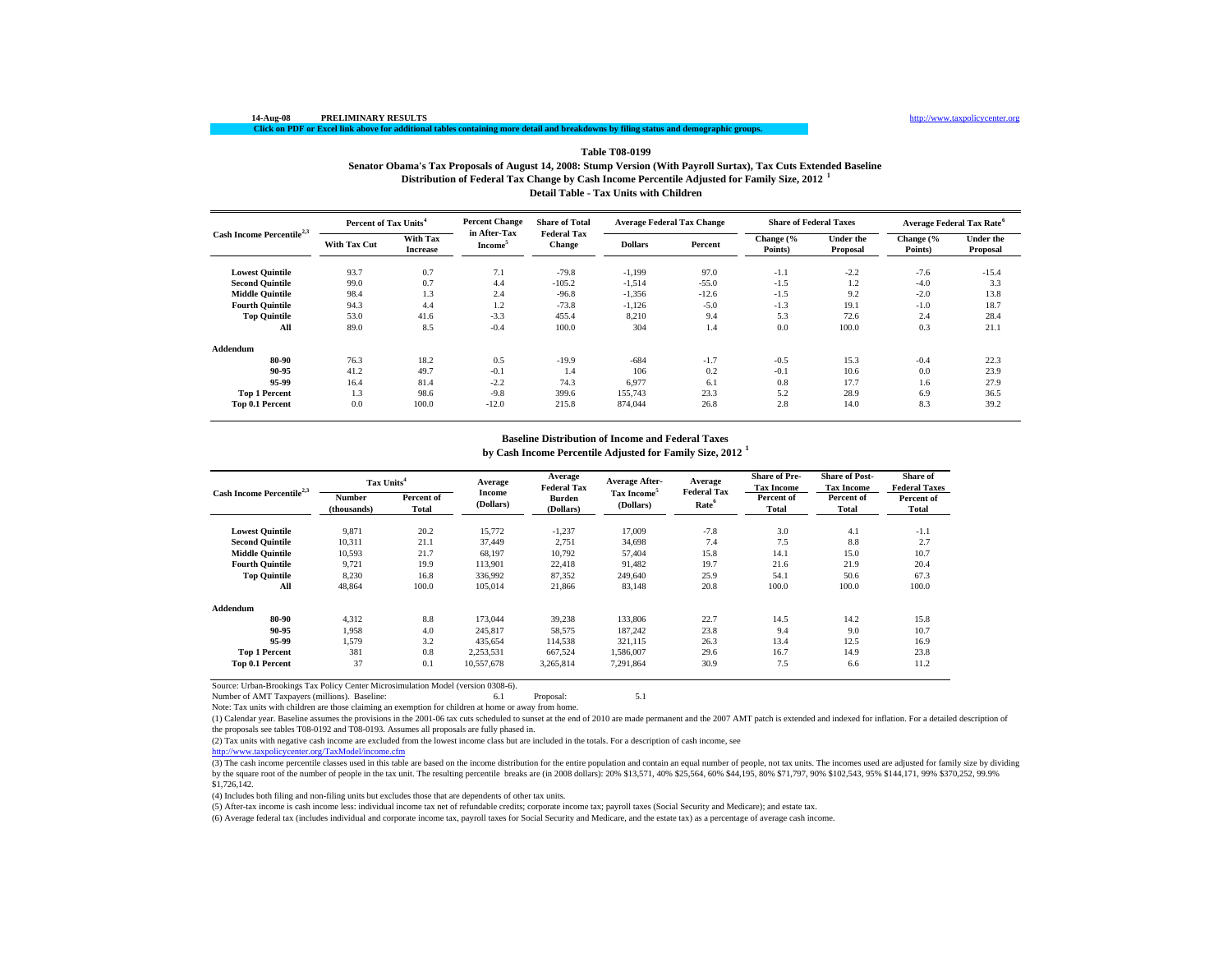14-Aug-08 **PRELIMINARY RESULTS** http://www.taxpolicycenter.org

Click on PDF or Excel link above for additional tables containing more detail and breakdowns by filing status and demographic groups.

### Table T08-0199

### Senator Obama's Tax Proposals of August 14, 2008: Stump Version (With Payroll Surtax), Tax Cuts Extended Baseline

### Distribution of Federal Tax Change by Cash Income Percentile Adjusted for Family Size, 2012 [1]

### Detail Table - Tax Units with Children

| Cash Income Percentile[2,3] | Percent of Tax Units[4] | | Percent Change in After-Tax Income[5] | Share of Total Federal Tax Change | Average Federal Tax Change | | Share of Federal Taxes | | Average Federal Tax Rate[6] | |
|---|---|---|---|---|---|---|---|---|---|---|
| | With Tax Cut | With Tax Increase | | | Dollars | Percent | Change (% Points) | Under the Proposal | Change (% Points) | Under the Proposal |
| Lowest Quintile | 93.7 | 0.7 | 7.1 | -79.8 | -1,199 | 97.0 | -1.1 | -2.2 | -7.6 | -15.4 |
| Second Quintile | 99.0 | 0.7 | 4.4 | -105.2 | -1,514 | -55.0 | -1.5 | 1.2 | -4.0 | 3.3 |
| Middle Quintile | 98.4 | 1.3 | 2.4 | -96.8 | -1,356 | -12.6 | -1.5 | 9.2 | -2.0 | 13.8 |
| Fourth Quintile | 94.3 | 4.4 | 1.2 | -73.8 | -1,126 | -5.0 | -1.3 | 19.1 | -1.0 | 18.7 |
| Top Quintile | 53.0 | 41.6 | -3.3 | 455.4 | 8,210 | 9.4 | 5.3 | 72.6 | 2.4 | 28.4 |
| All | 89.0 | 8.5 | -0.4 | 100.0 | 304 | 1.4 | 0.0 | 100.0 | 0.3 | 21.1 |
| **Addendum** | | | | | | | | | | |
| 80-90 | 76.3 | 18.2 | 0.5 | -19.9 | -684 | -1.7 | -0.5 | 15.3 | -0.4 | 22.3 |
| 90-95 | 41.2 | 49.7 | -0.1 | 1.4 | 106 | 0.2 | -0.1 | 10.6 | 0.0 | 23.9 |
| 95-99 | 16.4 | 81.4 | -2.2 | 74.3 | 6,977 | 6.1 | 0.8 | 17.7 | 1.6 | 27.9 |
| Top 1 Percent | 1.3 | 98.6 | -9.8 | 399.6 | 155,743 | 23.3 | 5.2 | 28.9 | 6.9 | 36.5 |
| Top 0.1 Percent | 0.0 | 100.0 | -12.0 | 215.8 | 874,044 | 26.8 | 2.8 | 14.0 | 8.3 | 39.2 |

### Baseline Distribution of Income and Federal Taxes

### by Cash Income Percentile Adjusted for Family Size, 2012 [1]

| Cash Income Percentile[2,3] | Tax Units[4] | | Average Income (Dollars) | Average Federal Tax Burden (Dollars) | Average After-Tax Income[5] (Dollars) | Average Federal Tax Rate[6] | Share of Pre-Tax Income | Share of Post-Tax Income | Share of Federal Taxes |
|---|---|---|---|---|---|---|---|---|---|
| | Number (thousands) | Percent of Total | | | | | Percent of Total | Percent of Total | Percent of Total |
| Lowest Quintile | 9,871 | 20.2 | 15,772 | -1,237 | 17,009 | -7.8 | 3.0 | 4.1 | -1.1 |
| Second Quintile | 10,311 | 21.1 | 37,449 | 2,751 | 34,698 | 7.4 | 7.5 | 8.8 | 2.7 |
| Middle Quintile | 10,593 | 21.7 | 68,197 | 10,792 | 57,404 | 15.8 | 14.1 | 15.0 | 10.7 |
| Fourth Quintile | 9,721 | 19.9 | 113,901 | 22,418 | 91,482 | 19.7 | 21.6 | 21.9 | 20.4 |
| Top Quintile | 8,230 | 16.8 | 336,992 | 87,352 | 249,640 | 25.9 | 54.1 | 50.6 | 67.3 |
| All | 48,864 | 100.0 | 105,014 | 21,866 | 83,148 | 20.8 | 100.0 | 100.0 | 100.0 |
| **Addendum** | | | | | | | | | |
| 80-90 | 4,312 | 8.8 | 173,044 | 39,238 | 133,806 | 22.7 | 14.5 | 14.2 | 15.8 |
| 90-95 | 1,958 | 4.0 | 245,817 | 58,575 | 187,242 | 23.8 | 9.4 | 9.0 | 10.7 |
| 95-99 | 1,579 | 3.2 | 435,654 | 114,538 | 321,115 | 26.3 | 13.4 | 12.5 | 16.9 |
| Top 1 Percent | 381 | 0.8 | 2,253,531 | 667,524 | 1,586,007 | 29.6 | 16.7 | 14.9 | 23.8 |
| Top 0.1 Percent | 37 | 0.1 | 10,557,678 | 3,265,814 | 7,291,864 | 30.9 | 7.5 | 6.6 | 11.2 |

Source: Urban-Brookings Tax Policy Center Microsimulation Model (version 0308-6).

Number of AMT Taxpayers (millions). Baseline: 6.1 Proposal: 5.1

Note: Tax units with children are those claiming an exemption for children at home or away from home.

(1) Calendar year. Baseline assumes the provisions in the 2001-06 tax cuts scheduled to sunset at the end of 2010 are made permanent and the 2007 AMT patch is extended and indexed for inflation. For a detailed description of the proposals see tables T08-0192 and T08-0193. Assumes all proposals are fully phased in.

(2) Tax units with negative cash income are excluded from the lowest income class but are included in the totals. For a description of cash income, see http://www.taxpolicycenter.org/TaxModel/income.cfm

(3) The cash income percentile classes used in this table are based on the income distribution for the entire population and contain an equal number of people, not tax units. The incomes used are adjusted for family size by dividing by the square root of the number of people in the tax unit. The resulting percentile breaks are (in 2008 dollars): 20% $13,571, 40% $25,564, 60% $44,195, 80% $71,797, 90% $102,543, 95% $144,171, 99% $370,252, 99.9% $1,726,142.

(4) Includes both filing and non-filing units but excludes those that are dependents of other tax units.

(5) After-tax income is cash income less: individual income tax net of refundable credits; corporate income tax; payroll taxes (Social Security and Medicare); and estate tax.

(6) Average federal tax (includes individual and corporate income tax, payroll taxes for Social Security and Medicare, and the estate tax) as a percentage of average cash income.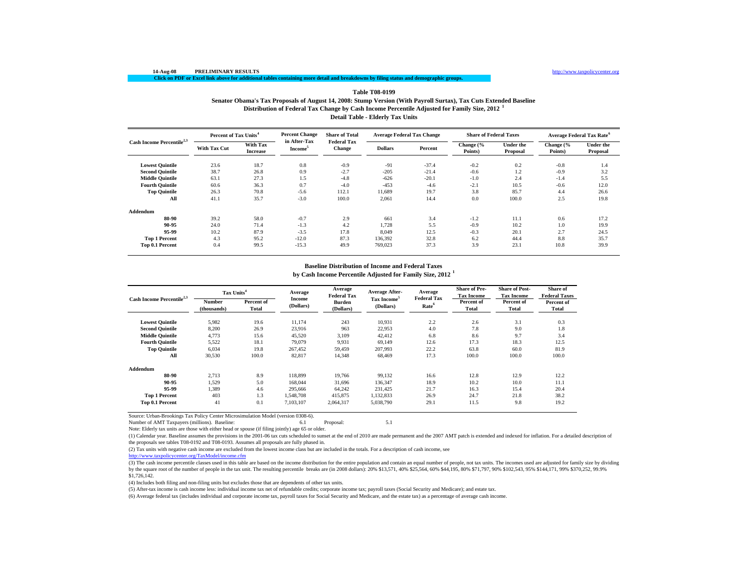14-Aug-08 **PRELIMINARY RESULTS** http://www.taxpolicycenter.org

**Click on PDF or Excel link above for additional tables containing more detail and breakdowns by filing status and demographic groups.**

### Table T08-0199

**Senator Obama's Tax Proposals of August 14, 2008: Stump Version (With Payroll Surtax), Tax Cuts Extended Baseline**
**Distribution of Federal Tax Change by Cash Income Percentile Adjusted for Family Size, 2012 [1]**
**Detail Table - Elderly Tax Units**

| Cash Income Percentile[2,3] | Percent of Tax Units[4] | | Percent Change in After-Tax Income[5] | Share of Total Federal Tax Change | Average Federal Tax Change | | Share of Federal Taxes | | Average Federal Tax Rate[6] | |
|---|---|---|---|---|---|---|---|---|---|---|
| | With Tax Cut | With Tax Increase | | | Dollars | Percent | Change (% Points) | Under the Proposal | Change (% Points) | Under the Proposal |
| Lowest Quintile | 23.6 | 18.7 | 0.8 | -0.9 | -91 | -37.4 | -0.2 | 0.2 | -0.8 | 1.4 |
| Second Quintile | 38.7 | 26.8 | 0.9 | -2.7 | -205 | -21.4 | -0.6 | 1.2 | -0.9 | 3.2 |
| Middle Quintile | 63.1 | 27.3 | 1.5 | -4.8 | -626 | -20.1 | -1.0 | 2.4 | -1.4 | 5.5 |
| Fourth Quintile | 60.6 | 36.3 | 0.7 | -4.0 | -453 | -4.6 | -2.1 | 10.5 | -0.6 | 12.0 |
| Top Quintile | 26.3 | 70.8 | -5.6 | 112.1 | 11,689 | 19.7 | 3.8 | 85.7 | 4.4 | 26.6 |
| All | 41.1 | 35.7 | -3.0 | 100.0 | 2,061 | 14.4 | 0.0 | 100.0 | 2.5 | 19.8 |
| **Addendum** | | | | | | | | | | |
| 80-90 | 39.2 | 58.0 | -0.7 | 2.9 | 661 | 3.4 | -1.2 | 11.1 | 0.6 | 17.2 |
| 90-95 | 24.0 | 71.4 | -1.3 | 4.2 | 1,728 | 5.5 | -0.9 | 10.2 | 1.0 | 19.9 |
| 95-99 | 10.2 | 87.9 | -3.5 | 17.8 | 8,049 | 12.5 | -0.3 | 20.1 | 2.7 | 24.5 |
| Top 1 Percent | 4.3 | 95.2 | -12.0 | 87.3 | 136,392 | 32.8 | 6.2 | 44.4 | 8.8 | 35.7 |
| Top 0.1 Percent | 0.4 | 99.5 | -15.3 | 49.9 | 769,023 | 37.3 | 3.9 | 23.1 | 10.8 | 39.9 |

**Baseline Distribution of Income and Federal Taxes**
**by Cash Income Percentile Adjusted for Family Size, 2012 [1]**

| Cash Income Percentile[2,3] | Tax Units[4] | | Average Income (Dollars) | Average Federal Tax Burden (Dollars) | Average After-Tax Income[5] (Dollars) | Average Federal Tax Rate[6] | Share of Pre-Tax Income | Share of Post-Tax Income | Share of Federal Taxes |
|---|---|---|---|---|---|---|---|---|---|
| | Number (thousands) | Percent of Total | | | | | Percent of Total | Percent of Total | Percent of Total |
| Lowest Quintile | 5,982 | 19.6 | 11,174 | 243 | 10,931 | 2.2 | 2.6 | 3.1 | 0.3 |
| Second Quintile | 8,200 | 26.9 | 23,916 | 963 | 22,953 | 4.0 | 7.8 | 9.0 | 1.8 |
| Middle Quintile | 4,773 | 15.6 | 45,520 | 3,109 | 42,412 | 6.8 | 8.6 | 9.7 | 3.4 |
| Fourth Quintile | 5,522 | 18.1 | 79,079 | 9,931 | 69,149 | 12.6 | 17.3 | 18.3 | 12.5 |
| Top Quintile | 6,034 | 19.8 | 267,452 | 59,459 | 207,993 | 22.2 | 63.8 | 60.0 | 81.9 |
| All | 30,530 | 100.0 | 82,817 | 14,348 | 68,469 | 17.3 | 100.0 | 100.0 | 100.0 |
| **Addendum** | | | | | | | | | |
| 80-90 | 2,713 | 8.9 | 118,899 | 19,766 | 99,132 | 16.6 | 12.8 | 12.9 | 12.2 |
| 90-95 | 1,529 | 5.0 | 168,044 | 31,696 | 136,347 | 18.9 | 10.2 | 10.0 | 11.1 |
| 95-99 | 1,389 | 4.6 | 295,666 | 64,242 | 231,425 | 21.7 | 16.3 | 15.4 | 20.4 |
| Top 1 Percent | 403 | 1.3 | 1,548,708 | 415,875 | 1,132,833 | 26.9 | 24.7 | 21.8 | 38.2 |
| Top 0.1 Percent | 41 | 0.1 | 7,103,107 | 2,064,317 | 5,038,790 | 29.1 | 11.5 | 9.8 | 19.2 |

Source: Urban-Brookings Tax Policy Center Microsimulation Model (version 0308-6).

Number of AMT Taxpayers (millions). Baseline: 6.1 Proposal: 5.1

Note: Elderly tax units are those with either head or spouse (if filing jointly) age 65 or older.

(1) Calendar year. Baseline assumes the provisions in the 2001-06 tax cuts scheduled to sunset at the end of 2010 are made permanent and the 2007 AMT patch is extended and indexed for inflation. For a detailed description of the proposals see tables T08-0192 and T08-0193. Assumes all proposals are fully phased in.

(2) Tax units with negative cash income are excluded from the lowest income class but are included in the totals. For a description of cash income, see
http://www.taxpolicycenter.org/TaxModel/income.cfm

(3) The cash income percentile classes used in this table are based on the income distribution for the entire population and contain an equal number of people, not tax units. The incomes used are adjusted for family size by dividing by the square root of the number of people in the tax unit. The resulting percentile breaks are (in 2008 dollars): 20% $13,571, 40% $25,564, 60% $44,195, 80% $71,797, 90% $102,543, 95% $144,171, 99% $370,252, 99.9% $1,726,142.

(4) Includes both filing and non-filing units but excludes those that are dependents of other tax units.

(5) After-tax income is cash income less: individual income tax net of refundable credits; corporate income tax; payroll taxes (Social Security and Medicare); and estate tax.

(6) Average federal tax (includes individual and corporate income tax, payroll taxes for Social Security and Medicare, and the estate tax) as a percentage of average cash income.